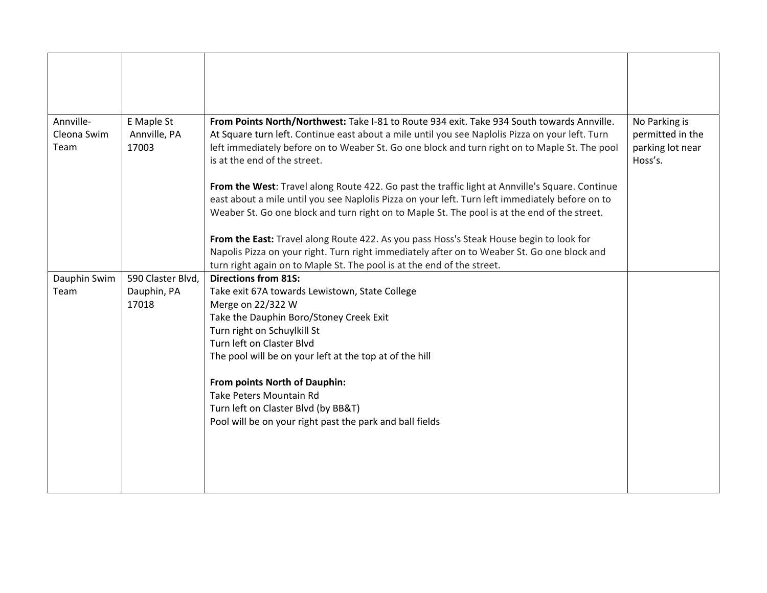| | | | |
|---|---|---|---|
| Annville-Cleona Swim Team | E Maple St Annville, PA 17003 | **From Points North/Northwest:** Take I-81 to Route 934 exit. Take 934 South towards Annville. At Square turn left. Continue east about a mile until you see Naplolis Pizza on your left. Turn left immediately before on to Weaber St. Go one block and turn right on to Maple St. The pool is at the end of the street.<br><br>**From the West**: Travel along Route 422. Go past the traffic light at Annville's Square. Continue east about a mile until you see Naplolis Pizza on your left. Turn left immediately before on to Weaber St. Go one block and turn right on to Maple St. The pool is at the end of the street.<br><br>**From the East:** Travel along Route 422. As you pass Hoss's Steak House begin to look for Napolis Pizza on your right. Turn right immediately after on to Weaber St. Go one block and turn right again on to Maple St. The pool is at the end of the street. | No Parking is permitted in the parking lot near Hoss's. |
| Dauphin Swim Team | 590 Claster Blvd, Dauphin, PA 17018 | **Directions from 81S:**<br>Take exit 67A towards Lewistown, State College<br>Merge on 22/322 W<br>Take the Dauphin Boro/Stoney Creek Exit<br>Turn right on Schuylkill St<br>Turn left on Claster Blvd<br>The pool will be on your left at the top at of the hill<br><br>**From points North of Dauphin:**<br>Take Peters Mountain Rd<br>Turn left on Claster Blvd (by BB&T)<br>Pool will be on your right past the park and ball fields | |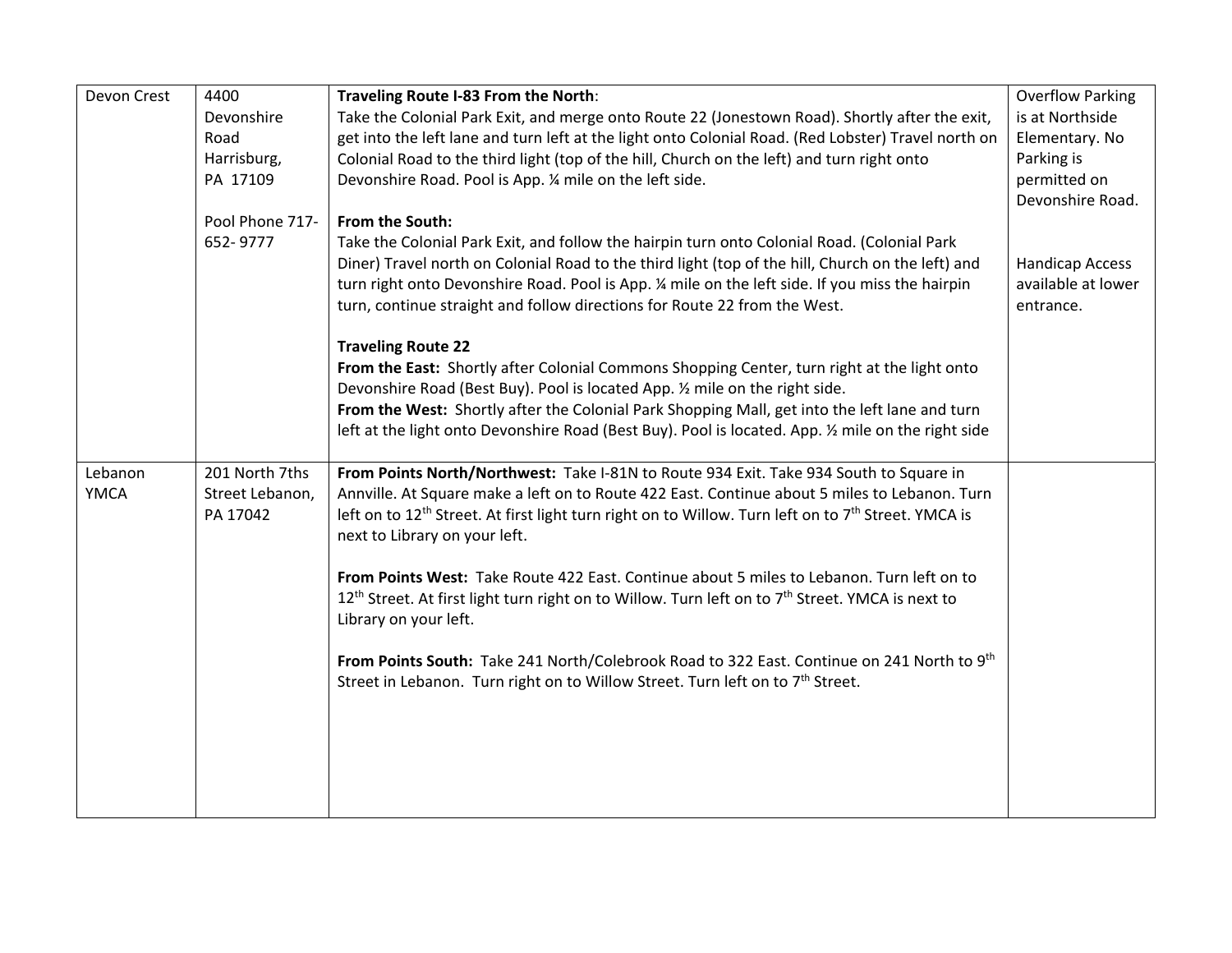| Devon Crest | 4400 Devonshire Road Harrisburg, PA 17109<br><br>Pool Phone 717-652- 9777 | **Traveling Route I-83 From the North**:<br>Take the Colonial Park Exit, and merge onto Route 22 (Jonestown Road). Shortly after the exit, get into the left lane and turn left at the light onto Colonial Road. (Red Lobster) Travel north on Colonial Road to the third light (top of the hill, Church on the left) and turn right onto Devonshire Road. Pool is App. ¼ mile on the left side.<br><br>**From the South:**<br>Take the Colonial Park Exit, and follow the hairpin turn onto Colonial Road. (Colonial Park Diner) Travel north on Colonial Road to the third light (top of the hill, Church on the left) and turn right onto Devonshire Road. Pool is App. ¼ mile on the left side. If you miss the hairpin turn, continue straight and follow directions for Route 22 from the West.<br><br>**Traveling Route 22**<br>**From the East:** Shortly after Colonial Commons Shopping Center, turn right at the light onto Devonshire Road (Best Buy). Pool is located App. ½ mile on the right side.<br>**From the West:** Shortly after the Colonial Park Shopping Mall, get into the left lane and turn left at the light onto Devonshire Road (Best Buy). Pool is located. App. ½ mile on the right side | Overflow Parking is at Northside Elementary. No Parking is permitted on Devonshire Road.<br><br>Handicap Access available at lower entrance. |
|---|---|---|---|
| Lebanon YMCA | 201 North 7ths Street Lebanon, PA 17042 | **From Points North/Northwest:** Take I-81N to Route 934 Exit. Take 934 South to Square in Annville. At Square make a left on to Route 422 East. Continue about 5 miles to Lebanon. Turn left on to 12th Street. At first light turn right on to Willow. Turn left on to 7th Street. YMCA is next to Library on your left.<br><br>**From Points West:** Take Route 422 East. Continue about 5 miles to Lebanon. Turn left on to 12th Street. At first light turn right on to Willow. Turn left on to 7th Street. YMCA is next to Library on your left.<br><br>**From Points South:** Take 241 North/Colebrook Road to 322 East. Continue on 241 North to 9th Street in Lebanon. Turn right on to Willow Street. Turn left on to 7th Street. | |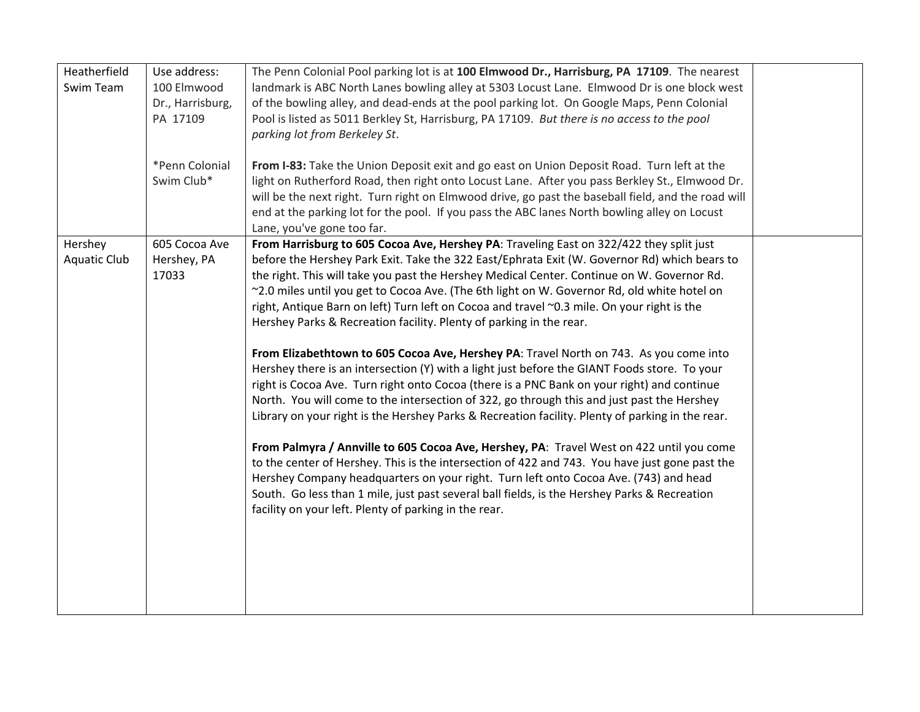| | | | |
|---|---|---|---|
| Heatherfield Swim Team | Use address: 100 Elmwood Dr., Harrisburg, PA 17109<br><br>*Penn Colonial Swim Club* | The Penn Colonial Pool parking lot is at **100 Elmwood Dr., Harrisburg, PA 17109**. The nearest landmark is ABC North Lanes bowling alley at 5303 Locust Lane. Elmwood Dr is one block west of the bowling alley, and dead-ends at the pool parking lot. On Google Maps, Penn Colonial Pool is listed as 5011 Berkley St, Harrisburg, PA 17109. *But there is no access to the pool parking lot from Berkeley St*.<br><br>**From I-83:** Take the Union Deposit exit and go east on Union Deposit Road. Turn left at the light on Rutherford Road, then right onto Locust Lane. After you pass Berkley St., Elmwood Dr. will be the next right. Turn right on Elmwood drive, go past the baseball field, and the road will end at the parking lot for the pool. If you pass the ABC lanes North bowling alley on Locust Lane, you've gone too far. | |
| Hershey Aquatic Club | 605 Cocoa Ave Hershey, PA 17033 | **From Harrisburg to 605 Cocoa Ave, Hershey PA**: Traveling East on 322/422 they split just before the Hershey Park Exit. Take the 322 East/Ephrata Exit (W. Governor Rd) which bears to the right. This will take you past the Hershey Medical Center. Continue on W. Governor Rd. ~2.0 miles until you get to Cocoa Ave. (The 6th light on W. Governor Rd, old white hotel on right, Antique Barn on left) Turn left on Cocoa and travel ~0.3 mile. On your right is the Hershey Parks & Recreation facility. Plenty of parking in the rear.<br><br>**From Elizabethtown to 605 Cocoa Ave, Hershey PA**: Travel North on 743. As you come into Hershey there is an intersection (Y) with a light just before the GIANT Foods store. To your right is Cocoa Ave. Turn right onto Cocoa (there is a PNC Bank on your right) and continue North. You will come to the intersection of 322, go through this and just past the Hershey Library on your right is the Hershey Parks & Recreation facility. Plenty of parking in the rear.<br><br>**From Palmyra / Annville to 605 Cocoa Ave, Hershey, PA**: Travel West on 422 until you come to the center of Hershey. This is the intersection of 422 and 743. You have just gone past the Hershey Company headquarters on your right. Turn left onto Cocoa Ave. (743) and head South. Go less than 1 mile, just past several ball fields, is the Hershey Parks & Recreation facility on your left. Plenty of parking in the rear. | |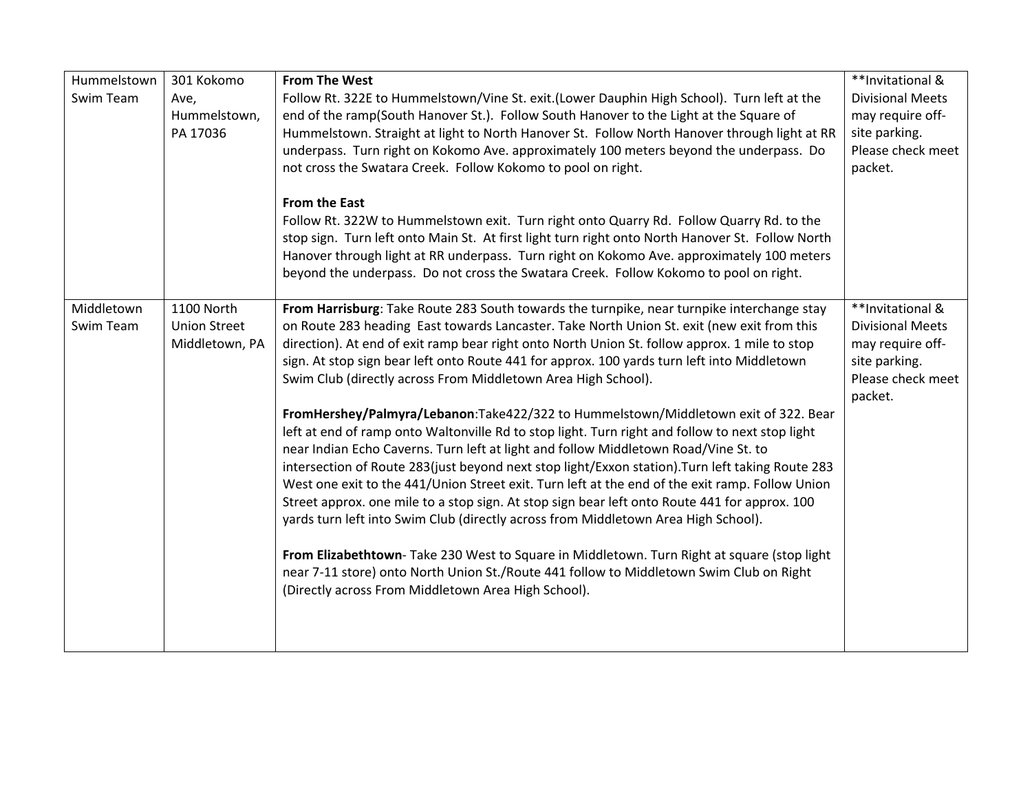| Hummelstown Swim Team | 301 Kokomo Ave, Hummelstown, PA 17036 | **From The West**<br>Follow Rt. 322E to Hummelstown/Vine St. exit.(Lower Dauphin High School). Turn left at the end of the ramp(South Hanover St.). Follow South Hanover to the Light at the Square of Hummelstown. Straight at light to North Hanover St. Follow North Hanover through light at RR underpass. Turn right on Kokomo Ave. approximately 100 meters beyond the underpass. Do not cross the Swatara Creek. Follow Kokomo to pool on right.<br><br>**From the East**<br>Follow Rt. 322W to Hummelstown exit. Turn right onto Quarry Rd. Follow Quarry Rd. to the stop sign. Turn left onto Main St. At first light turn right onto North Hanover St. Follow North Hanover through light at RR underpass. Turn right on Kokomo Ave. approximately 100 meters beyond the underpass. Do not cross the Swatara Creek. Follow Kokomo to pool on right. | **Invitational & Divisional Meets may require off-site parking. Please check meet packet. |
|---|---|---|---|
| Middletown Swim Team | 1100 North Union Street Middletown, PA | **From Harrisburg**: Take Route 283 South towards the turnpike, near turnpike interchange stay on Route 283 heading East towards Lancaster. Take North Union St. exit (new exit from this direction). At end of exit ramp bear right onto North Union St. follow approx. 1 mile to stop sign. At stop sign bear left onto Route 441 for approx. 100 yards turn left into Middletown Swim Club (directly across From Middletown Area High School).<br><br>**FromHershey/Palmyra/Lebanon**:Take422/322 to Hummelstown/Middletown exit of 322. Bear left at end of ramp onto Waltonville Rd to stop light. Turn right and follow to next stop light near Indian Echo Caverns. Turn left at light and follow Middletown Road/Vine St. to intersection of Route 283(just beyond next stop light/Exxon station).Turn left taking Route 283 West one exit to the 441/Union Street exit. Turn left at the end of the exit ramp. Follow Union Street approx. one mile to a stop sign. At stop sign bear left onto Route 441 for approx. 100 yards turn left into Swim Club (directly across from Middletown Area High School).<br><br>**From Elizabethtown**- Take 230 West to Square in Middletown. Turn Right at square (stop light near 7-11 store) onto North Union St./Route 441 follow to Middletown Swim Club on Right (Directly across From Middletown Area High School). | **Invitational & Divisional Meets may require off-site parking. Please check meet packet. |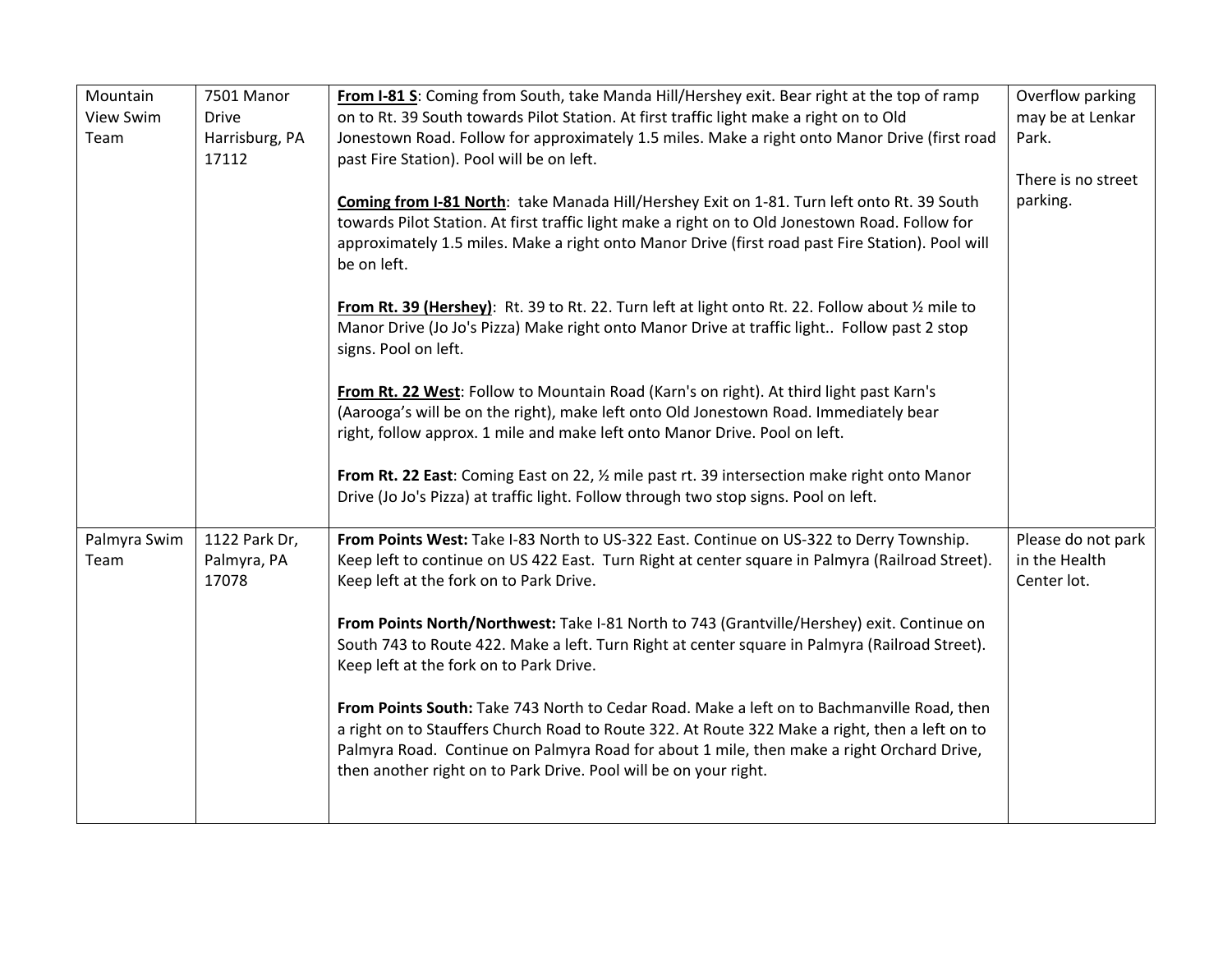| Mountain View Swim Team | 7501 Manor Drive Harrisburg, PA 17112 | **From I-81 S**: Coming from South, take Manda Hill/Hershey exit. Bear right at the top of ramp on to Rt. 39 South towards Pilot Station. At first traffic light make a right on to Old Jonestown Road. Follow for approximately 1.5 miles. Make a right onto Manor Drive (first road past Fire Station). Pool will be on left.<br><br>**Coming from I-81 North**: take Manada Hill/Hershey Exit on 1-81. Turn left onto Rt. 39 South towards Pilot Station. At first traffic light make a right on to Old Jonestown Road. Follow for approximately 1.5 miles. Make a right onto Manor Drive (first road past Fire Station). Pool will be on left.<br><br>**From Rt. 39 (Hershey)**: Rt. 39 to Rt. 22. Turn left at light onto Rt. 22. Follow about ½ mile to Manor Drive (Jo Jo's Pizza) Make right onto Manor Drive at traffic light.. Follow past 2 stop signs. Pool on left.<br><br>**From Rt. 22 West**: Follow to Mountain Road (Karn's on right). At third light past Karn's (Aarooga's will be on the right), make left onto Old Jonestown Road. Immediately bear right, follow approx. 1 mile and make left onto Manor Drive. Pool on left.<br><br>**From Rt. 22 East**: Coming East on 22, ½ mile past rt. 39 intersection make right onto Manor Drive (Jo Jo's Pizza) at traffic light. Follow through two stop signs. Pool on left. | Overflow parking may be at Lenkar Park.<br><br>There is no street parking. |
|---|---|---|---|
| Palmyra Swim Team | 1122 Park Dr, Palmyra, PA 17078 | **From Points West:** Take I-83 North to US-322 East. Continue on US-322 to Derry Township. Keep left to continue on US 422 East. Turn Right at center square in Palmyra (Railroad Street). Keep left at the fork on to Park Drive.<br><br>**From Points North/Northwest:** Take I-81 North to 743 (Grantville/Hershey) exit. Continue on South 743 to Route 422. Make a left. Turn Right at center square in Palmyra (Railroad Street). Keep left at the fork on to Park Drive.<br><br>**From Points South:** Take 743 North to Cedar Road. Make a left on to Bachmanville Road, then a right on to Stauffers Church Road to Route 322. At Route 322 Make a right, then a left on to Palmyra Road. Continue on Palmyra Road for about 1 mile, then make a right Orchard Drive, then another right on to Park Drive. Pool will be on your right. | Please do not park in the Health Center lot. |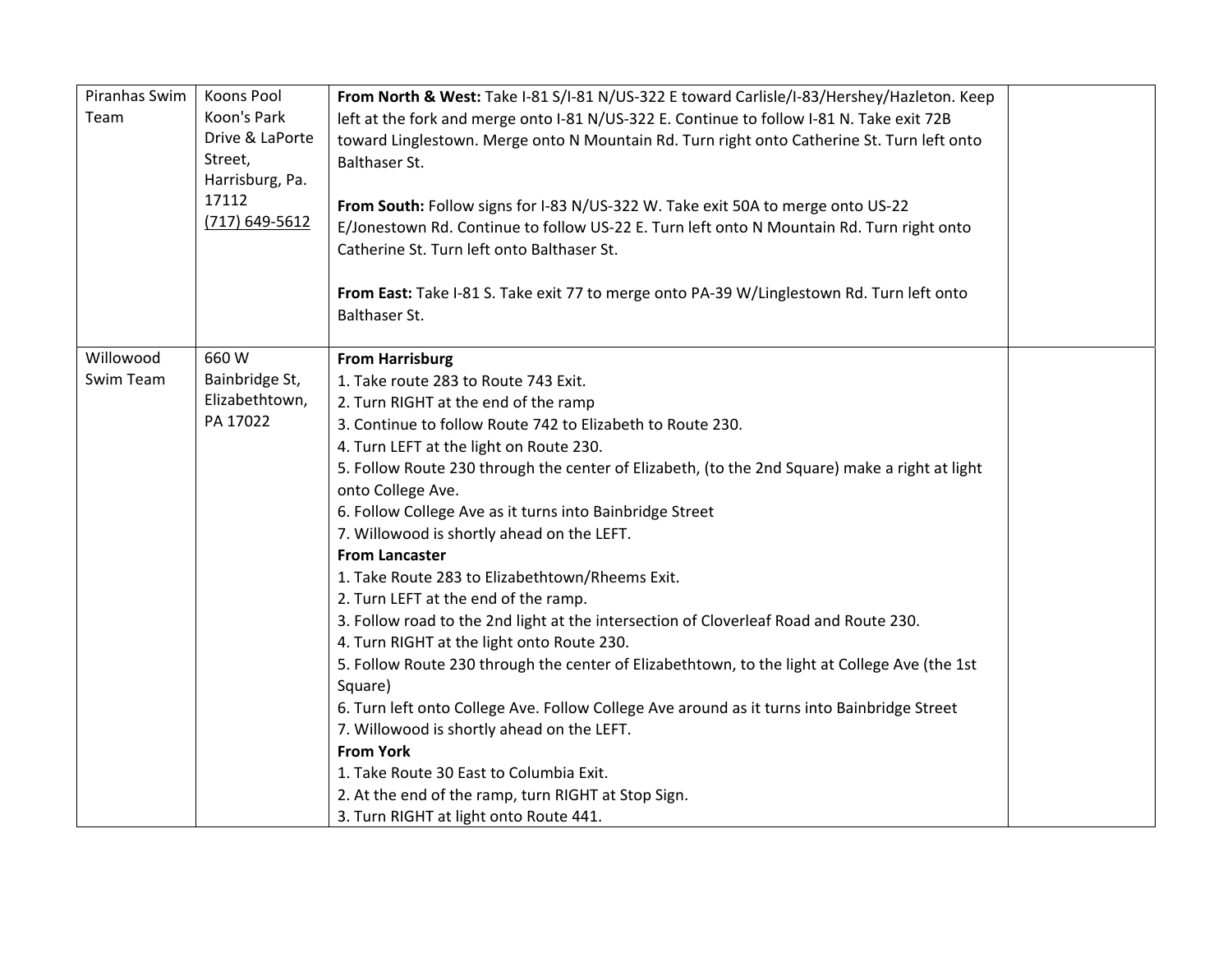| Piranhas Swim Team | Koons Pool Koon's Park Drive & LaPorte Street, Harrisburg, Pa. 17112 (717) 649-5612 | **From North & West:** Take I-81 S/I-81 N/US-322 E toward Carlisle/I-83/Hershey/Hazleton. Keep left at the fork and merge onto I-81 N/US-322 E. Continue to follow I-81 N. Take exit 72B toward Linglestown. Merge onto N Mountain Rd. Turn right onto Catherine St. Turn left onto Balthaser St.<br><br>**From South:** Follow signs for I-83 N/US-322 W. Take exit 50A to merge onto US-22 E/Jonestown Rd. Continue to follow US-22 E. Turn left onto N Mountain Rd. Turn right onto Catherine St. Turn left onto Balthaser St.<br><br>**From East:** Take I-81 S. Take exit 77 to merge onto PA-39 W/Linglestown Rd. Turn left onto Balthaser St. | |
|---|---|---|---|
| Willowood Swim Team | 660 W Bainbridge St, Elizabethtown, PA 17022 | **From Harrisburg**<br>1. Take route 283 to Route 743 Exit.<br>2. Turn RIGHT at the end of the ramp<br>3. Continue to follow Route 742 to Elizabeth to Route 230.<br>4. Turn LEFT at the light on Route 230.<br>5. Follow Route 230 through the center of Elizabeth, (to the 2nd Square) make a right at light onto College Ave.<br>6. Follow College Ave as it turns into Bainbridge Street<br>7. Willowood is shortly ahead on the LEFT.<br>**From Lancaster**<br>1. Take Route 283 to Elizabethtown/Rheems Exit.<br>2. Turn LEFT at the end of the ramp.<br>3. Follow road to the 2nd light at the intersection of Cloverleaf Road and Route 230.<br>4. Turn RIGHT at the light onto Route 230.<br>5. Follow Route 230 through the center of Elizabethtown, to the light at College Ave (the 1st Square)<br>6. Turn left onto College Ave. Follow College Ave around as it turns into Bainbridge Street<br>7. Willowood is shortly ahead on the LEFT.<br>**From York**<br>1. Take Route 30 East to Columbia Exit.<br>2. At the end of the ramp, turn RIGHT at Stop Sign.<br>3. Turn RIGHT at light onto Route 441. | |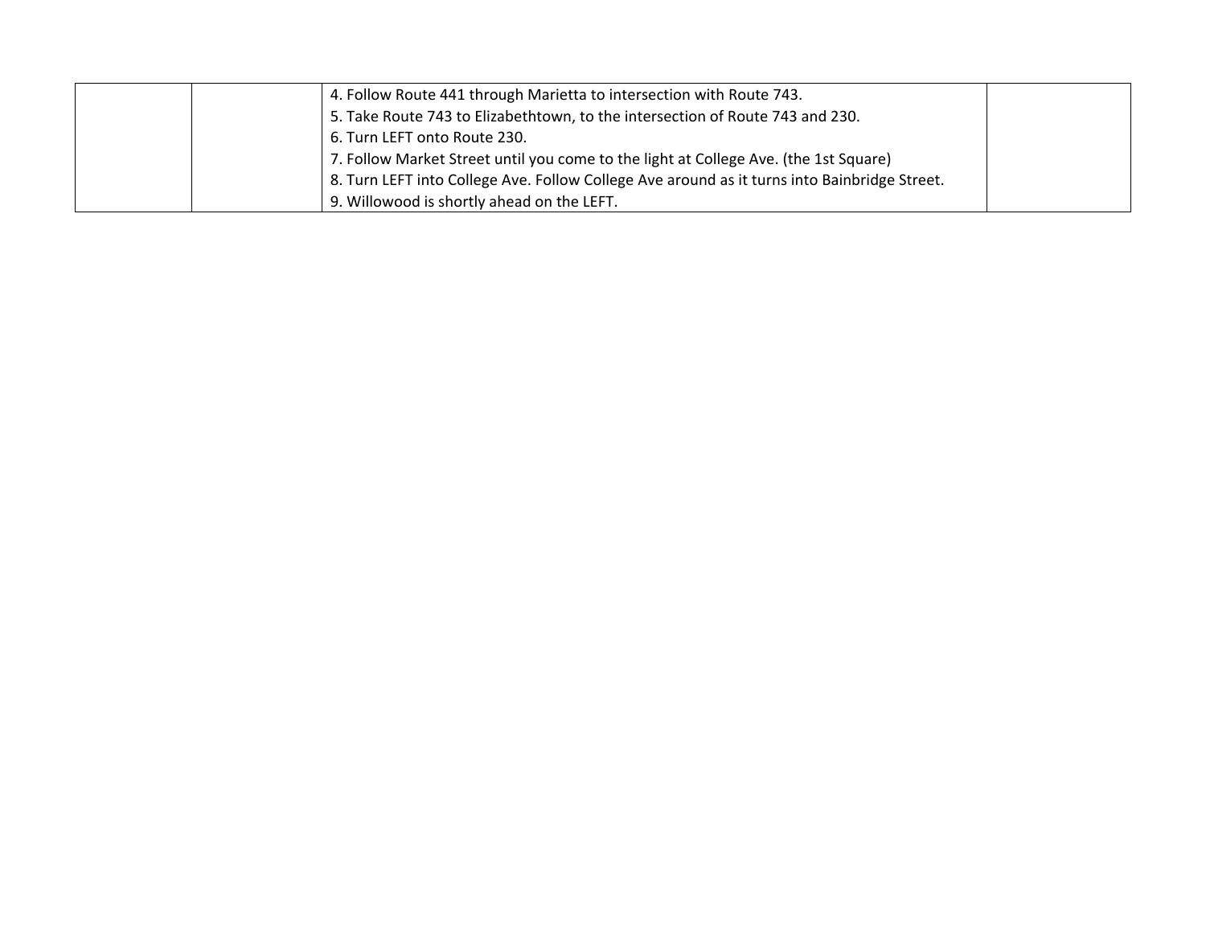| | | | |
|---|---|---|---|
| | | 4. Follow Route 441 through Marietta to intersection with Route 743.<br>5. Take Route 743 to Elizabethtown, to the intersection of Route 743 and 230.<br>6. Turn LEFT onto Route 230.<br>7. Follow Market Street until you come to the light at College Ave. (the 1st Square)<br>8. Turn LEFT into College Ave. Follow College Ave around as it turns into Bainbridge Street.<br>9. Willowood is shortly ahead on the LEFT. | |